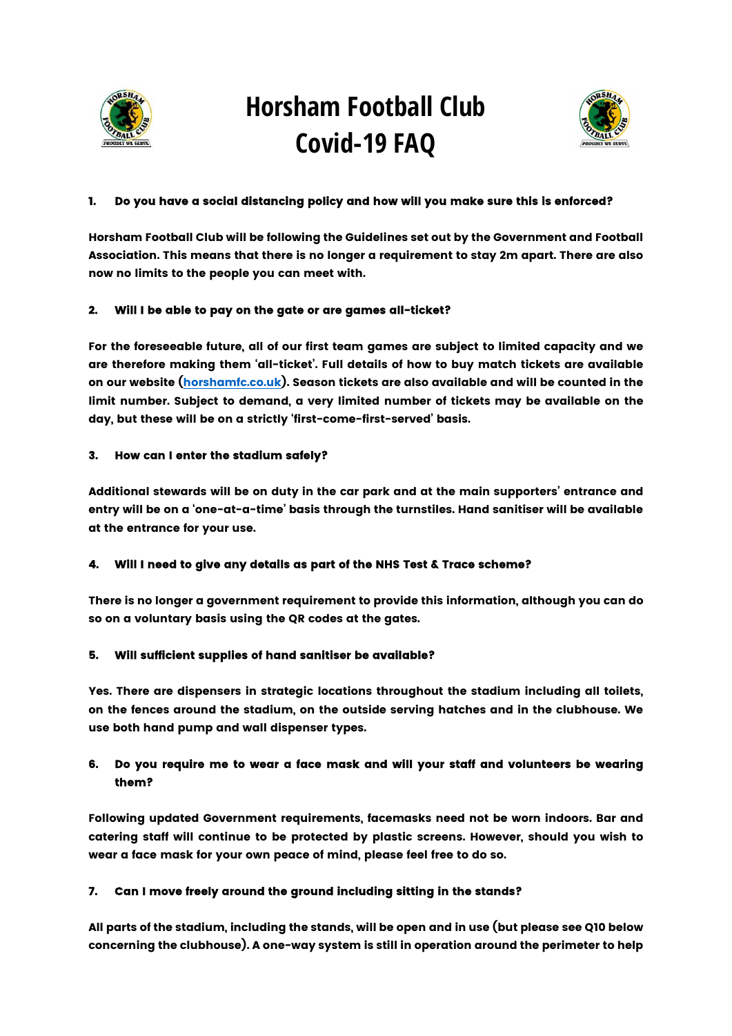# Horsham Football Club Covid-19 FAQ

**1. Do you have a social distancing policy and how will you make sure this is enforced?**

**Horsham Football Club will be following the Guidelines set out by the Government and Football Association. This means that there is no longer a requirement to stay 2m apart. There are also now no limits to the people you can meet with.**

**2. Will I be able to pay on the gate or are games all-ticket?**

**For the foreseeable future, all of our first team games are subject to limited capacity and we are therefore making them 'all-ticket'. Full details of how to buy match tickets are available on our website (horshamfc.co.uk). Season tickets are also available and will be counted in the limit number. Subject to demand, a very limited number of tickets may be available on the day, but these will be on a strictly 'first-come-first-served' basis.**

**3. How can I enter the stadium safely?**

**Additional stewards will be on duty in the car park and at the main supporters' entrance and entry will be on a 'one-at-a-time' basis through the turnstiles. Hand sanitiser will be available at the entrance for your use.**

**4. Will I need to give any details as part of the NHS Test & Trace scheme?**

**There is no longer a government requirement to provide this information, although you can do so on a voluntary basis using the QR codes at the gates.**

**5. Will sufficient supplies of hand sanitiser be available?**

**Yes. There are dispensers in strategic locations throughout the stadium including all toilets, on the fences around the stadium, on the outside serving hatches and in the clubhouse. We use both hand pump and wall dispenser types.**

**6. Do you require me to wear a face mask and will your staff and volunteers be wearing them?**

**Following updated Government requirements, facemasks need not be worn indoors. Bar and catering staff will continue to be protected by plastic screens. However, should you wish to wear a face mask for your own peace of mind, please feel free to do so.**

**7. Can I move freely around the ground including sitting in the stands?**

**All parts of the stadium, including the stands, will be open and in use (but please see Q10 below concerning the clubhouse). A one-way system is still in operation around the perimeter to help**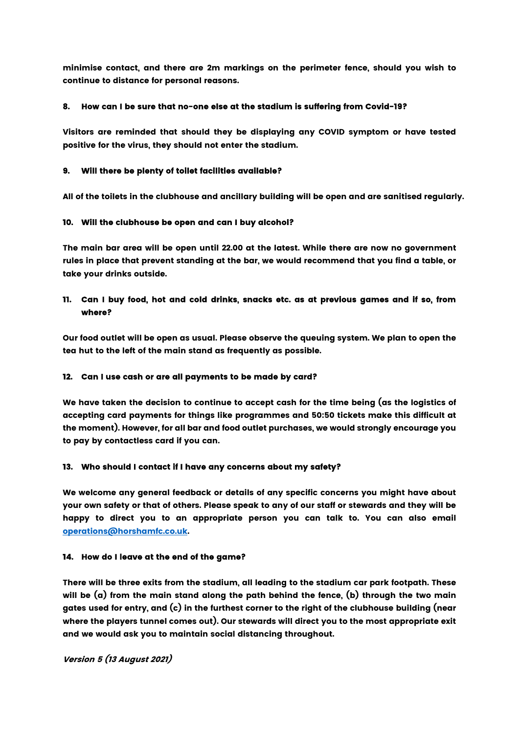**minimise contact, and there are 2m markings on the perimeter fence, should you wish to continue to distance for personal reasons.**

**8. How can I be sure that no-one else at the stadium is suffering from Covid-19?**

**Visitors are reminded that should they be displaying any COVID symptom or have tested positive for the virus, they should not enter the stadium.**

**9. Will there be plenty of toilet facilities available?**

**All of the toilets in the clubhouse and ancillary building will be open and are sanitised regularly.**

**10. Will the clubhouse be open and can I buy alcohol?**

**The main bar area will be open until 22.00 at the latest. While there are now no government rules in place that prevent standing at the bar, we would recommend that you find a table, or take your drinks outside.**

**11. Can I buy food, hot and cold drinks, snacks etc. as at previous games and if so, from where?**

**Our food outlet will be open as usual. Please observe the queuing system. We plan to open the tea hut to the left of the main stand as frequently as possible.**

**12. Can I use cash or are all payments to be made by card?**

**We have taken the decision to continue to accept cash for the time being (as the logistics of accepting card payments for things like programmes and 50:50 tickets make this difficult at the moment). However, for all bar and food outlet purchases, we would strongly encourage you to pay by contactless card if you can.**

**13. Who should I contact if I have any concerns about my safety?**

**We welcome any general feedback or details of any specific concerns you might have about your own safety or that of others. Please speak to any of our staff or stewards and they will be happy to direct you to an appropriate person you can talk to. You can also email [operations@horshamfc.co.uk](mailto:operations@horshamfc.co.uk).**

**14. How do I leave at the end of the game?**

**There will be three exits from the stadium, all leading to the stadium car park footpath. These will be (a) from the main stand along the path behind the fence, (b) through the two main gates used for entry, and (c) in the furthest corner to the right of the clubhouse building (near where the players tunnel comes out). Our stewards will direct you to the most appropriate exit and we would ask you to maintain social distancing throughout.**

***Version 5 (13 August 2021)***